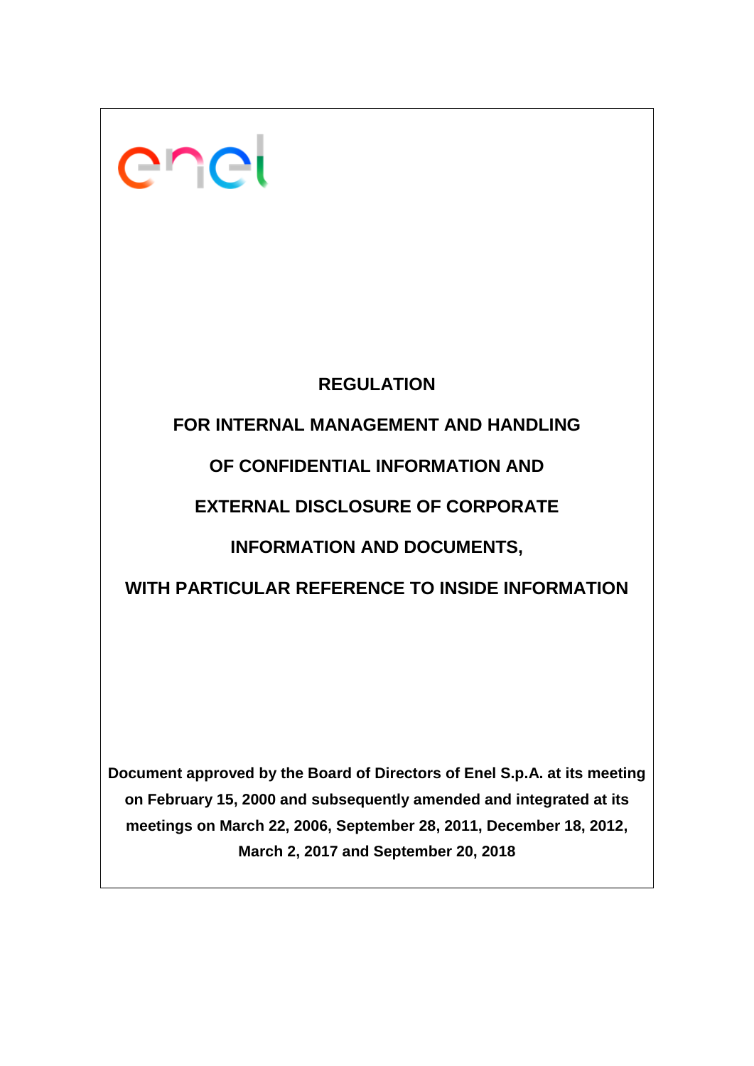# REGULATION

# FOR INTERNAL MANAGEMENT AND HANDLING OF CONFIDENTIAL INFORMATION AND EXTERNAL DISCLOSURE OF CORPORATE INFORMATION AND DOCUMENTS, WITH PARTICULAR REFERENCE TO INSIDE INFORMATION

**Document approved by the Board of Directors of Enel S.p.A. at its meeting on February 15, 2000 and subsequently amended and integrated at its meetings on March 22, 2006, September 28, 2011, December 18, 2012, March 2, 2017 and September 20, 2018**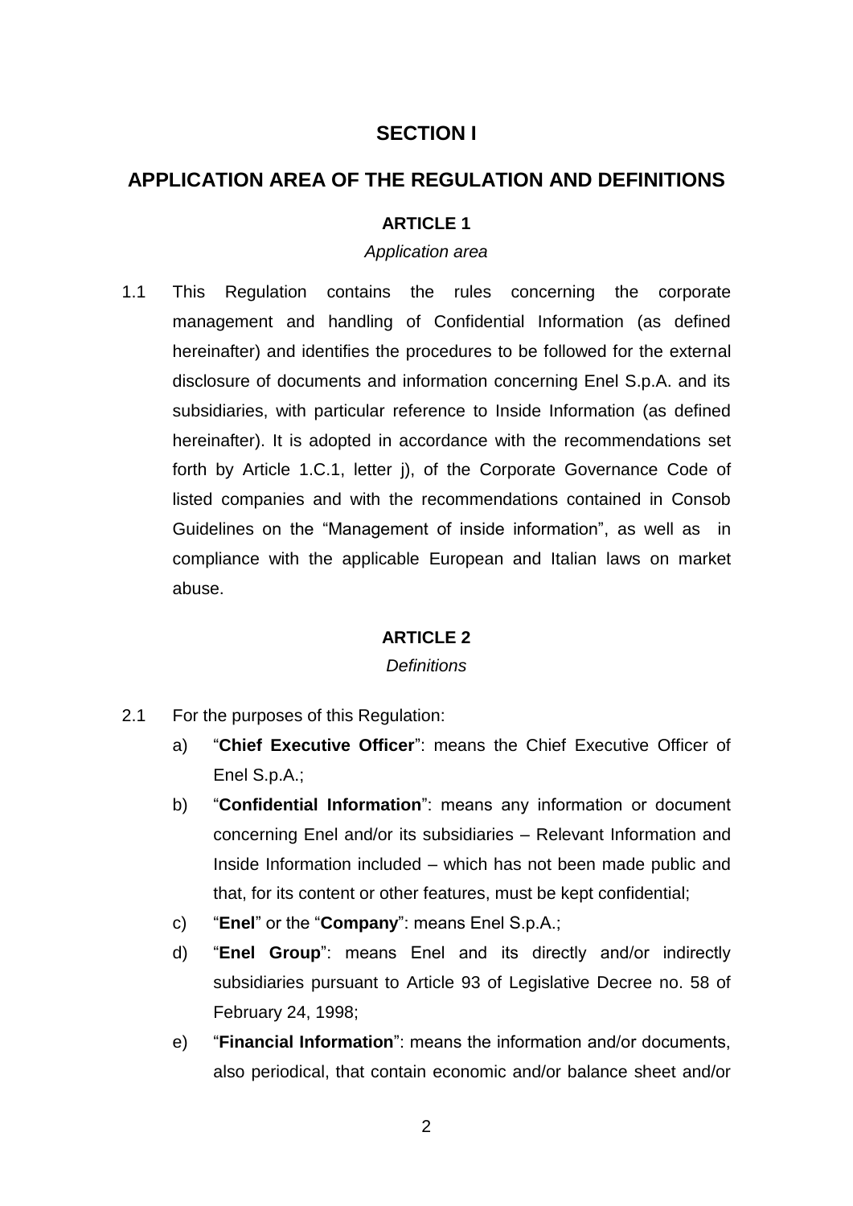# SECTION I

## APPLICATION AREA OF THE REGULATION AND DEFINITIONS

### ARTICLE 1

*Application area*

1.1 This Regulation contains the rules concerning the corporate management and handling of Confidential Information (as defined hereinafter) and identifies the procedures to be followed for the external disclosure of documents and information concerning Enel S.p.A. and its subsidiaries, with particular reference to Inside Information (as defined hereinafter). It is adopted in accordance with the recommendations set forth by Article 1.C.1, letter j), of the Corporate Governance Code of listed companies and with the recommendations contained in Consob Guidelines on the "Management of inside information", as well as in compliance with the applicable European and Italian laws on market abuse.

### ARTICLE 2

*Definitions*

2.1 For the purposes of this Regulation:

a) "**Chief Executive Officer**": means the Chief Executive Officer of Enel S.p.A.;

b) "**Confidential Information**": means any information or document concerning Enel and/or its subsidiaries – Relevant Information and Inside Information included – which has not been made public and that, for its content or other features, must be kept confidential;

c) "**Enel**" or the "**Company**": means Enel S.p.A.;

d) "**Enel Group**": means Enel and its directly and/or indirectly subsidiaries pursuant to Article 93 of Legislative Decree no. 58 of February 24, 1998;

e) "**Financial Information**": means the information and/or documents, also periodical, that contain economic and/or balance sheet and/or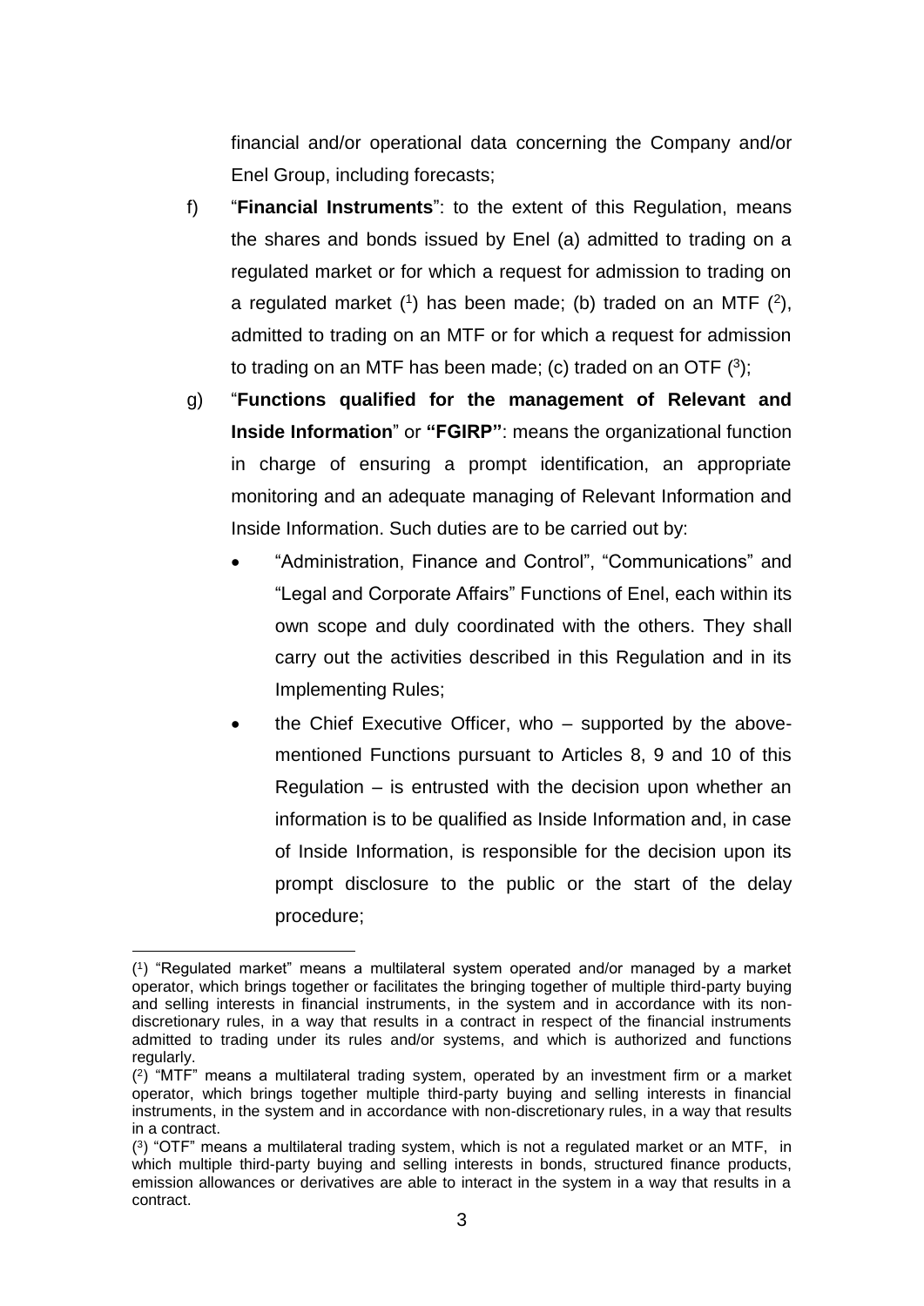financial and/or operational data concerning the Company and/or Enel Group, including forecasts;

f) "**Financial Instruments**": to the extent of this Regulation, means the shares and bonds issued by Enel (a) admitted to trading on a regulated market or for which a request for admission to trading on a regulated market ([1]) has been made; (b) traded on an MTF ([2]), admitted to trading on an MTF or for which a request for admission to trading on an MTF has been made; (c) traded on an OTF ([3]);

g) "**Functions qualified for the management of Relevant and Inside Information**" or **"FGIRP"**: means the organizational function in charge of ensuring a prompt identification, an appropriate monitoring and an adequate managing of Relevant Information and Inside Information. Such duties are to be carried out by:

- "Administration, Finance and Control", "Communications" and "Legal and Corporate Affairs" Functions of Enel, each within its own scope and duly coordinated with the others. They shall carry out the activities described in this Regulation and in its Implementing Rules;
- the Chief Executive Officer, who – supported by the above-mentioned Functions pursuant to Articles 8, 9 and 10 of this Regulation – is entrusted with the decision upon whether an information is to be qualified as Inside Information and, in case of Inside Information, is responsible for the decision upon its prompt disclosure to the public or the start of the delay procedure;

---

([1]) "Regulated market" means a multilateral system operated and/or managed by a market operator, which brings together or facilitates the bringing together of multiple third-party buying and selling interests in financial instruments, in the system and in accordance with its non-discretionary rules, in a way that results in a contract in respect of the financial instruments admitted to trading under its rules and/or systems, and which is authorized and functions regularly.

([2]) "MTF" means a multilateral trading system, operated by an investment firm or a market operator, which brings together multiple third-party buying and selling interests in financial instruments, in the system and in accordance with non-discretionary rules, in a way that results in a contract.

([3]) "OTF" means a multilateral trading system, which is not a regulated market or an MTF, in which multiple third-party buying and selling interests in bonds, structured finance products, emission allowances or derivatives are able to interact in the system in a way that results in a contract.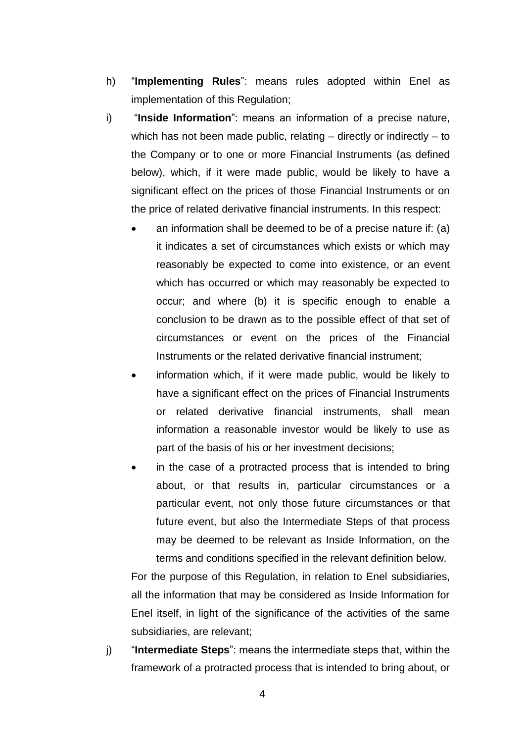h) "**Implementing Rules**": means rules adopted within Enel as implementation of this Regulation;

i) "**Inside Information**": means an information of a precise nature, which has not been made public, relating – directly or indirectly – to the Company or to one or more Financial Instruments (as defined below), which, if it were made public, would be likely to have a significant effect on the prices of those Financial Instruments or on the price of related derivative financial instruments. In this respect:

   - an information shall be deemed to be of a precise nature if: (a) it indicates a set of circumstances which exists or which may reasonably be expected to come into existence, or an event which has occurred or which may reasonably be expected to occur; and where (b) it is specific enough to enable a conclusion to be drawn as to the possible effect of that set of circumstances or event on the prices of the Financial Instruments or the related derivative financial instrument;
   - information which, if it were made public, would be likely to have a significant effect on the prices of Financial Instruments or related derivative financial instruments, shall mean information a reasonable investor would be likely to use as part of the basis of his or her investment decisions;
   - in the case of a protracted process that is intended to bring about, or that results in, particular circumstances or a particular event, not only those future circumstances or that future event, but also the Intermediate Steps of that process may be deemed to be relevant as Inside Information, on the terms and conditions specified in the relevant definition below.

   For the purpose of this Regulation, in relation to Enel subsidiaries, all the information that may be considered as Inside Information for Enel itself, in light of the significance of the activities of the same subsidiaries, are relevant;

j) "**Intermediate Steps**": means the intermediate steps that, within the framework of a protracted process that is intended to bring about, or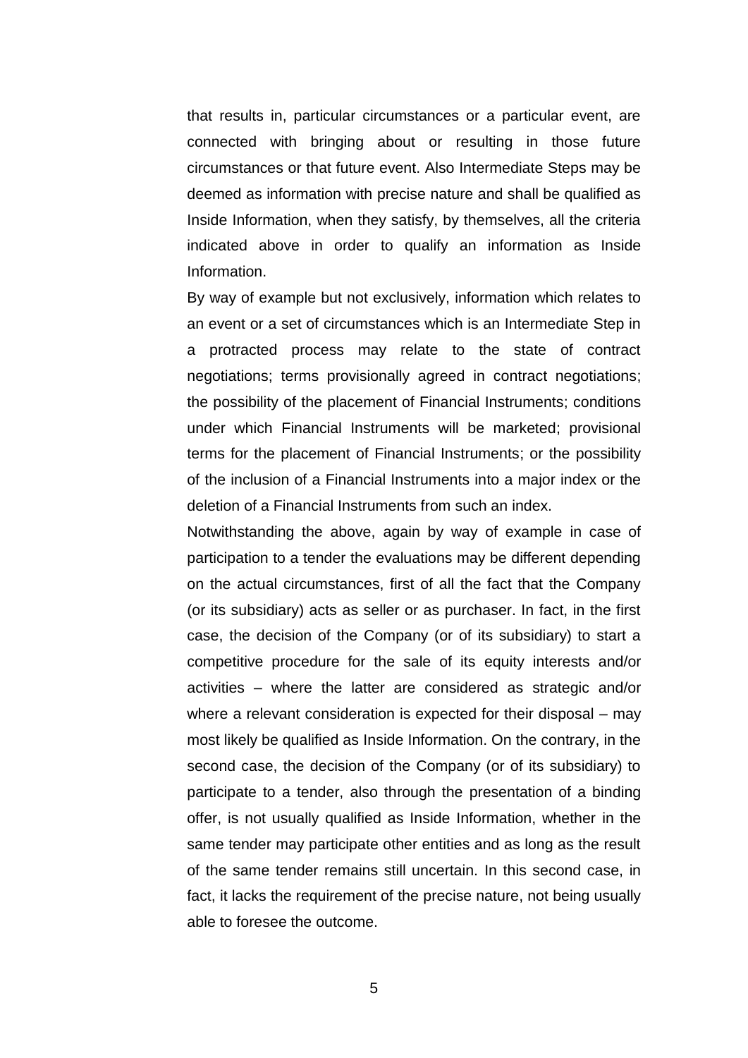that results in, particular circumstances or a particular event, are connected with bringing about or resulting in those future circumstances or that future event. Also Intermediate Steps may be deemed as information with precise nature and shall be qualified as Inside Information, when they satisfy, by themselves, all the criteria indicated above in order to qualify an information as Inside Information.

By way of example but not exclusively, information which relates to an event or a set of circumstances which is an Intermediate Step in a protracted process may relate to the state of contract negotiations; terms provisionally agreed in contract negotiations; the possibility of the placement of Financial Instruments; conditions under which Financial Instruments will be marketed; provisional terms for the placement of Financial Instruments; or the possibility of the inclusion of a Financial Instruments into a major index or the deletion of a Financial Instruments from such an index.

Notwithstanding the above, again by way of example in case of participation to a tender the evaluations may be different depending on the actual circumstances, first of all the fact that the Company (or its subsidiary) acts as seller or as purchaser. In fact, in the first case, the decision of the Company (or of its subsidiary) to start a competitive procedure for the sale of its equity interests and/or activities – where the latter are considered as strategic and/or where a relevant consideration is expected for their disposal – may most likely be qualified as Inside Information. On the contrary, in the second case, the decision of the Company (or of its subsidiary) to participate to a tender, also through the presentation of a binding offer, is not usually qualified as Inside Information, whether in the same tender may participate other entities and as long as the result of the same tender remains still uncertain. In this second case, in fact, it lacks the requirement of the precise nature, not being usually able to foresee the outcome.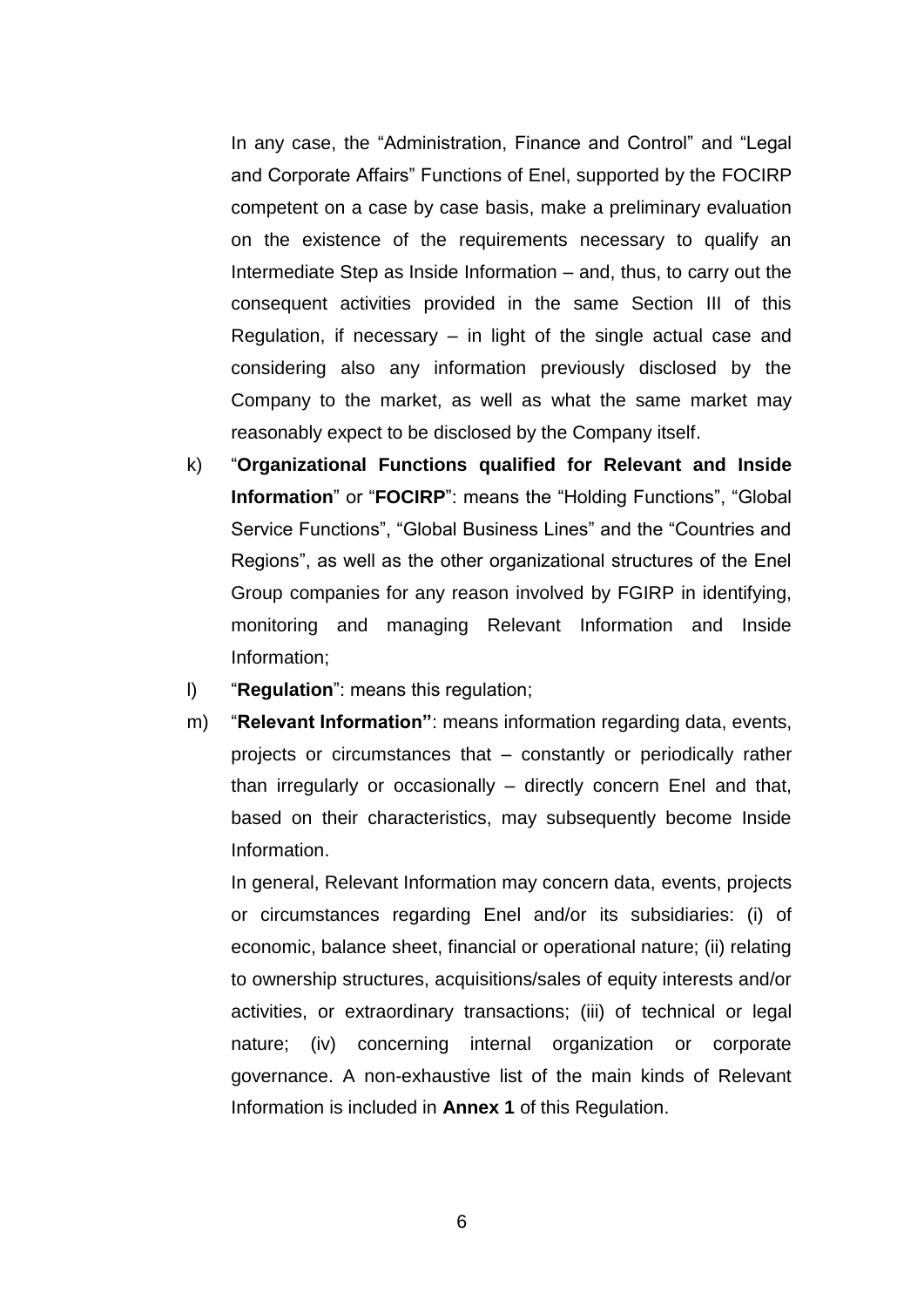In any case, the "Administration, Finance and Control" and "Legal and Corporate Affairs" Functions of Enel, supported by the FOCIRP competent on a case by case basis, make a preliminary evaluation on the existence of the requirements necessary to qualify an Intermediate Step as Inside Information – and, thus, to carry out the consequent activities provided in the same Section III of this Regulation, if necessary – in light of the single actual case and considering also any information previously disclosed by the Company to the market, as well as what the same market may reasonably expect to be disclosed by the Company itself.

k) "**Organizational Functions qualified for Relevant and Inside Information**" or "**FOCIRP**": means the "Holding Functions", "Global Service Functions", "Global Business Lines" and the "Countries and Regions", as well as the other organizational structures of the Enel Group companies for any reason involved by FGIRP in identifying, monitoring and managing Relevant Information and Inside Information;

l) "**Regulation**": means this regulation;

m) "**Relevant Information"**: means information regarding data, events, projects or circumstances that – constantly or periodically rather than irregularly or occasionally – directly concern Enel and that, based on their characteristics, may subsequently become Inside Information.

In general, Relevant Information may concern data, events, projects or circumstances regarding Enel and/or its subsidiaries: (i) of economic, balance sheet, financial or operational nature; (ii) relating to ownership structures, acquisitions/sales of equity interests and/or activities, or extraordinary transactions; (iii) of technical or legal nature; (iv) concerning internal organization or corporate governance. A non-exhaustive list of the main kinds of Relevant Information is included in **Annex 1** of this Regulation.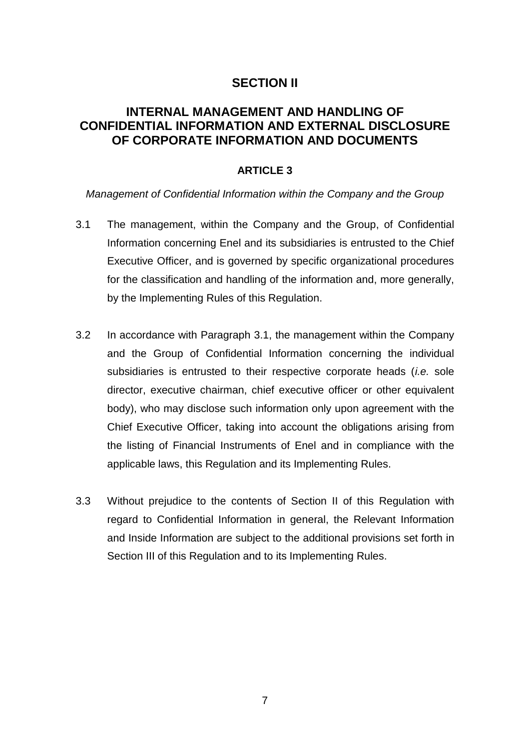# SECTION II

## INTERNAL MANAGEMENT AND HANDLING OF CONFIDENTIAL INFORMATION AND EXTERNAL DISCLOSURE OF CORPORATE INFORMATION AND DOCUMENTS

### ARTICLE 3

*Management of Confidential Information within the Company and the Group*

3.1 The management, within the Company and the Group, of Confidential Information concerning Enel and its subsidiaries is entrusted to the Chief Executive Officer, and is governed by specific organizational procedures for the classification and handling of the information and, more generally, by the Implementing Rules of this Regulation.

3.2 In accordance with Paragraph 3.1, the management within the Company and the Group of Confidential Information concerning the individual subsidiaries is entrusted to their respective corporate heads (*i.e.* sole director, executive chairman, chief executive officer or other equivalent body), who may disclose such information only upon agreement with the Chief Executive Officer, taking into account the obligations arising from the listing of Financial Instruments of Enel and in compliance with the applicable laws, this Regulation and its Implementing Rules.

3.3 Without prejudice to the contents of Section II of this Regulation with regard to Confidential Information in general, the Relevant Information and Inside Information are subject to the additional provisions set forth in Section III of this Regulation and to its Implementing Rules.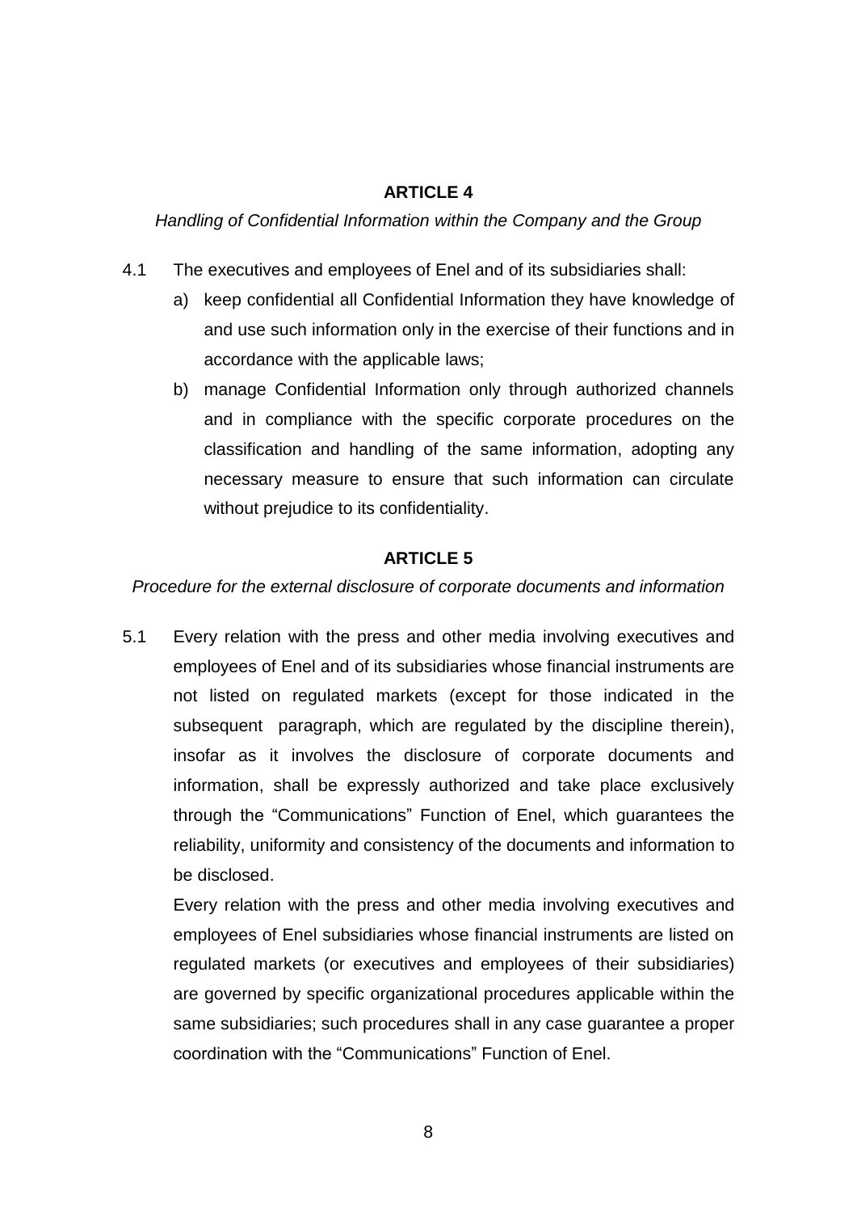## ARTICLE 4

*Handling of Confidential Information within the Company and the Group*

4.1 The executives and employees of Enel and of its subsidiaries shall:

a) keep confidential all Confidential Information they have knowledge of and use such information only in the exercise of their functions and in accordance with the applicable laws;

b) manage Confidential Information only through authorized channels and in compliance with the specific corporate procedures on the classification and handling of the same information, adopting any necessary measure to ensure that such information can circulate without prejudice to its confidentiality.

## ARTICLE 5

*Procedure for the external disclosure of corporate documents and information*

5.1 Every relation with the press and other media involving executives and employees of Enel and of its subsidiaries whose financial instruments are not listed on regulated markets (except for those indicated in the subsequent paragraph, which are regulated by the discipline therein), insofar as it involves the disclosure of corporate documents and information, shall be expressly authorized and take place exclusively through the "Communications" Function of Enel, which guarantees the reliability, uniformity and consistency of the documents and information to be disclosed.

Every relation with the press and other media involving executives and employees of Enel subsidiaries whose financial instruments are listed on regulated markets (or executives and employees of their subsidiaries) are governed by specific organizational procedures applicable within the same subsidiaries; such procedures shall in any case guarantee a proper coordination with the "Communications" Function of Enel.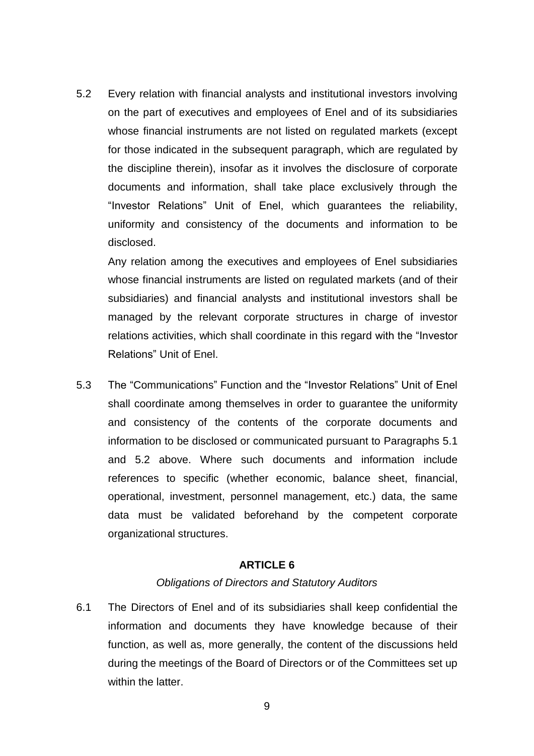5.2 Every relation with financial analysts and institutional investors involving on the part of executives and employees of Enel and of its subsidiaries whose financial instruments are not listed on regulated markets (except for those indicated in the subsequent paragraph, which are regulated by the discipline therein), insofar as it involves the disclosure of corporate documents and information, shall take place exclusively through the "Investor Relations" Unit of Enel, which guarantees the reliability, uniformity and consistency of the documents and information to be disclosed.

Any relation among the executives and employees of Enel subsidiaries whose financial instruments are listed on regulated markets (and of their subsidiaries) and financial analysts and institutional investors shall be managed by the relevant corporate structures in charge of investor relations activities, which shall coordinate in this regard with the "Investor Relations" Unit of Enel.

5.3 The "Communications" Function and the "Investor Relations" Unit of Enel shall coordinate among themselves in order to guarantee the uniformity and consistency of the contents of the corporate documents and information to be disclosed or communicated pursuant to Paragraphs 5.1 and 5.2 above. Where such documents and information include references to specific (whether economic, balance sheet, financial, operational, investment, personnel management, etc.) data, the same data must be validated beforehand by the competent corporate organizational structures.

## ARTICLE 6

*Obligations of Directors and Statutory Auditors*

6.1 The Directors of Enel and of its subsidiaries shall keep confidential the information and documents they have knowledge because of their function, as well as, more generally, the content of the discussions held during the meetings of the Board of Directors or of the Committees set up within the latter.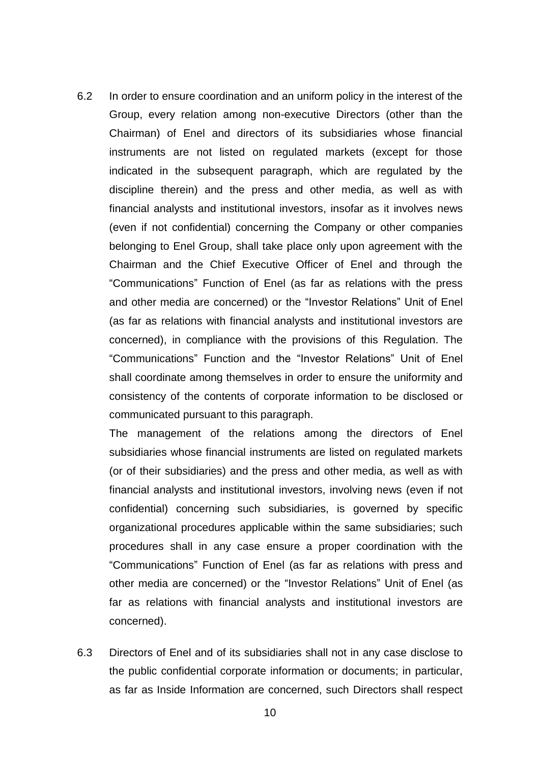6.2 In order to ensure coordination and an uniform policy in the interest of the Group, every relation among non-executive Directors (other than the Chairman) of Enel and directors of its subsidiaries whose financial instruments are not listed on regulated markets (except for those indicated in the subsequent paragraph, which are regulated by the discipline therein) and the press and other media, as well as with financial analysts and institutional investors, insofar as it involves news (even if not confidential) concerning the Company or other companies belonging to Enel Group, shall take place only upon agreement with the Chairman and the Chief Executive Officer of Enel and through the "Communications" Function of Enel (as far as relations with the press and other media are concerned) or the "Investor Relations" Unit of Enel (as far as relations with financial analysts and institutional investors are concerned), in compliance with the provisions of this Regulation. The "Communications" Function and the "Investor Relations" Unit of Enel shall coordinate among themselves in order to ensure the uniformity and consistency of the contents of corporate information to be disclosed or communicated pursuant to this paragraph.

The management of the relations among the directors of Enel subsidiaries whose financial instruments are listed on regulated markets (or of their subsidiaries) and the press and other media, as well as with financial analysts and institutional investors, involving news (even if not confidential) concerning such subsidiaries, is governed by specific organizational procedures applicable within the same subsidiaries; such procedures shall in any case ensure a proper coordination with the "Communications" Function of Enel (as far as relations with press and other media are concerned) or the "Investor Relations" Unit of Enel (as far as relations with financial analysts and institutional investors are concerned).

6.3 Directors of Enel and of its subsidiaries shall not in any case disclose to the public confidential corporate information or documents; in particular, as far as Inside Information are concerned, such Directors shall respect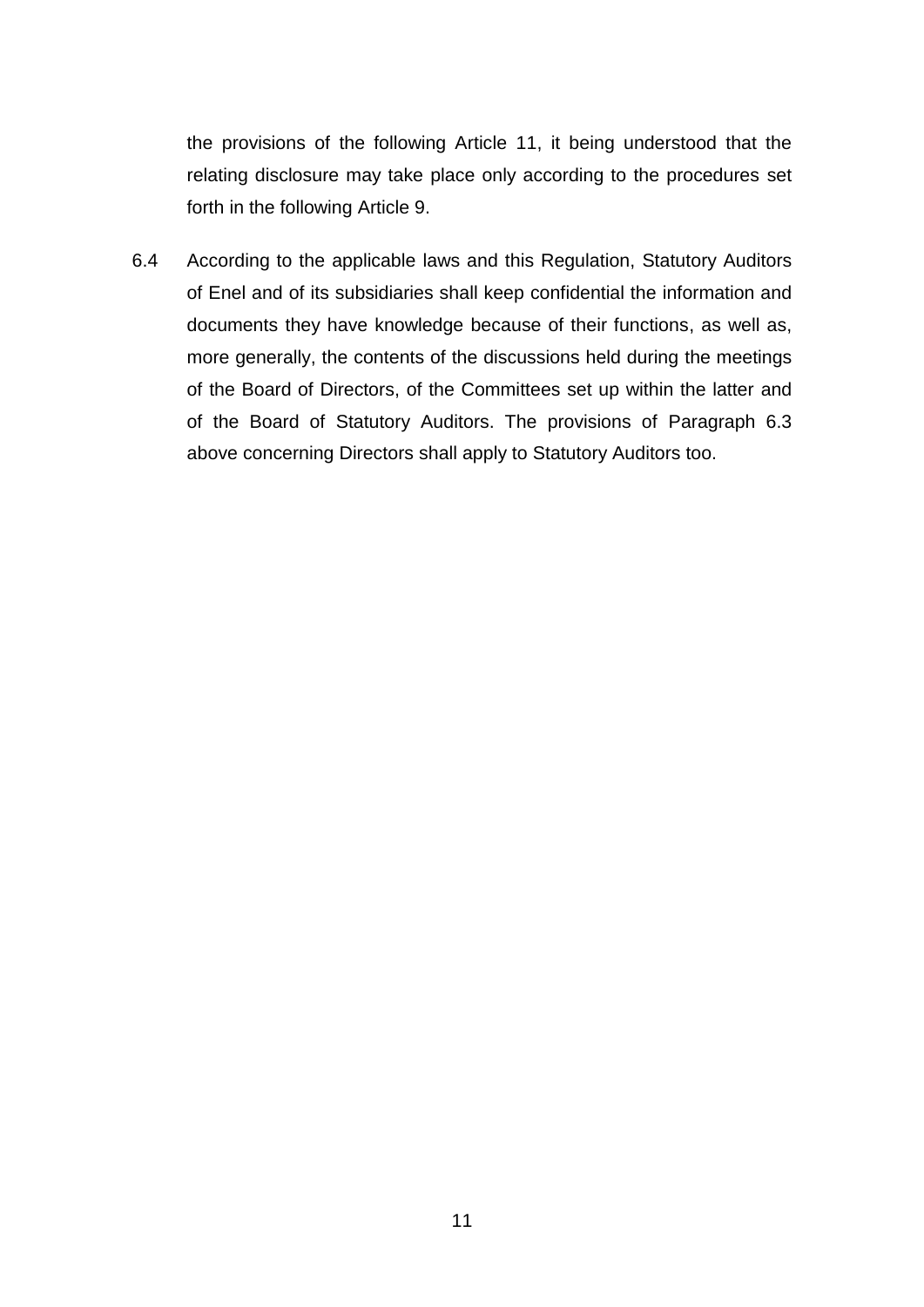the provisions of the following Article 11, it being understood that the relating disclosure may take place only according to the procedures set forth in the following Article 9.

6.4 According to the applicable laws and this Regulation, Statutory Auditors of Enel and of its subsidiaries shall keep confidential the information and documents they have knowledge because of their functions, as well as, more generally, the contents of the discussions held during the meetings of the Board of Directors, of the Committees set up within the latter and of the Board of Statutory Auditors. The provisions of Paragraph 6.3 above concerning Directors shall apply to Statutory Auditors too.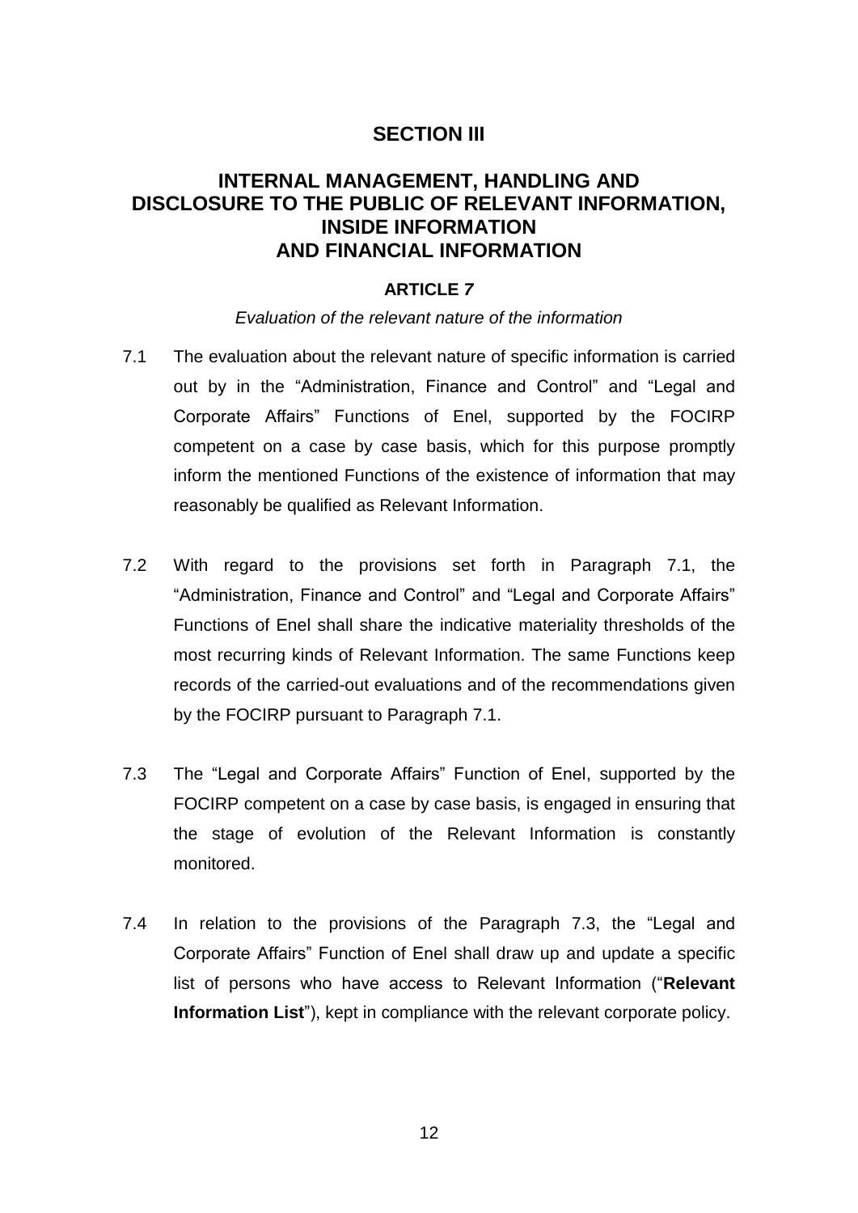# SECTION III

## INTERNAL MANAGEMENT, HANDLING AND DISCLOSURE TO THE PUBLIC OF RELEVANT INFORMATION, INSIDE INFORMATION AND FINANCIAL INFORMATION

### ARTICLE 7

*Evaluation of the relevant nature of the information*

7.1 The evaluation about the relevant nature of specific information is carried out by in the "Administration, Finance and Control" and "Legal and Corporate Affairs" Functions of Enel, supported by the FOCIRP competent on a case by case basis, which for this purpose promptly inform the mentioned Functions of the existence of information that may reasonably be qualified as Relevant Information.

7.2 With regard to the provisions set forth in Paragraph 7.1, the "Administration, Finance and Control" and "Legal and Corporate Affairs" Functions of Enel shall share the indicative materiality thresholds of the most recurring kinds of Relevant Information. The same Functions keep records of the carried-out evaluations and of the recommendations given by the FOCIRP pursuant to Paragraph 7.1.

7.3 The "Legal and Corporate Affairs" Function of Enel, supported by the FOCIRP competent on a case by case basis, is engaged in ensuring that the stage of evolution of the Relevant Information is constantly monitored.

7.4 In relation to the provisions of the Paragraph 7.3, the "Legal and Corporate Affairs" Function of Enel shall draw up and update a specific list of persons who have access to Relevant Information ("**Relevant Information List**"), kept in compliance with the relevant corporate policy.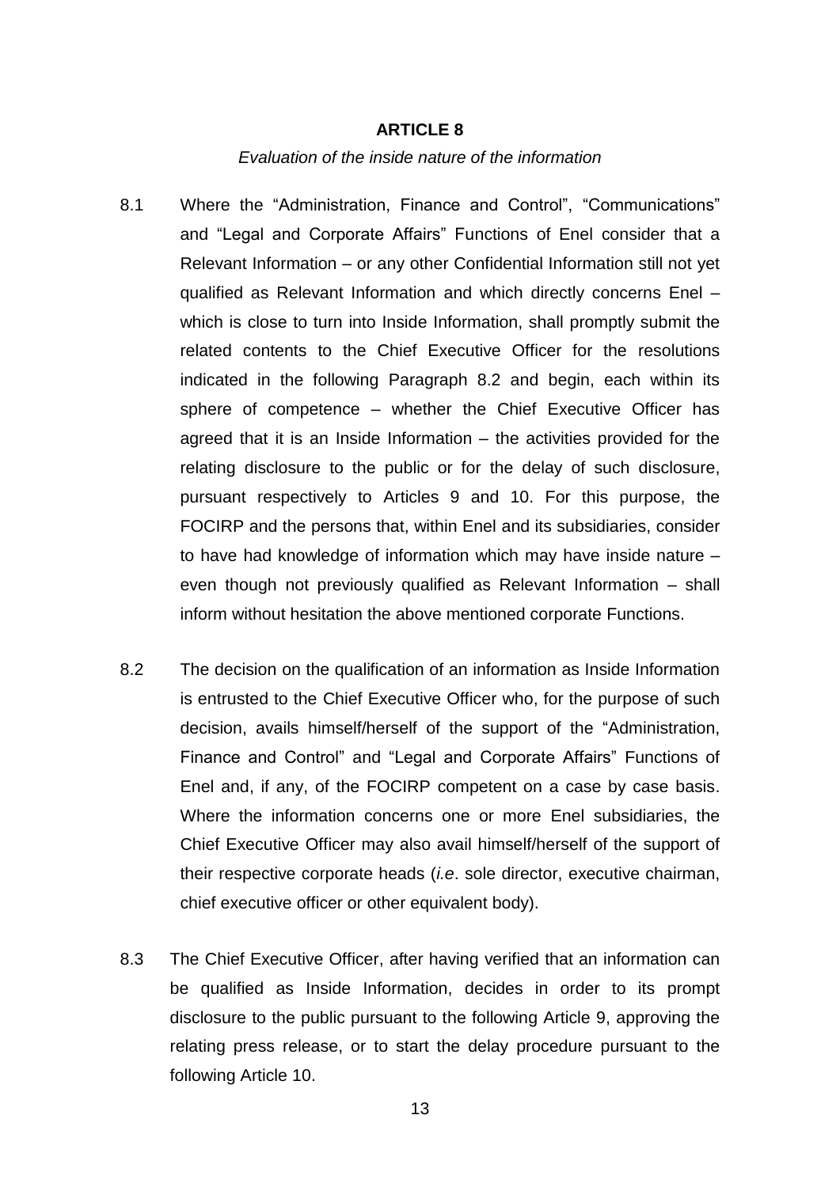**ARTICLE 8**

*Evaluation of the inside nature of the information*

8.1 Where the "Administration, Finance and Control", "Communications" and "Legal and Corporate Affairs" Functions of Enel consider that a Relevant Information – or any other Confidential Information still not yet qualified as Relevant Information and which directly concerns Enel – which is close to turn into Inside Information, shall promptly submit the related contents to the Chief Executive Officer for the resolutions indicated in the following Paragraph 8.2 and begin, each within its sphere of competence – whether the Chief Executive Officer has agreed that it is an Inside Information – the activities provided for the relating disclosure to the public or for the delay of such disclosure, pursuant respectively to Articles 9 and 10. For this purpose, the FOCIRP and the persons that, within Enel and its subsidiaries, consider to have had knowledge of information which may have inside nature – even though not previously qualified as Relevant Information – shall inform without hesitation the above mentioned corporate Functions.

8.2 The decision on the qualification of an information as Inside Information is entrusted to the Chief Executive Officer who, for the purpose of such decision, avails himself/herself of the support of the "Administration, Finance and Control" and "Legal and Corporate Affairs" Functions of Enel and, if any, of the FOCIRP competent on a case by case basis. Where the information concerns one or more Enel subsidiaries, the Chief Executive Officer may also avail himself/herself of the support of their respective corporate heads (*i.e*. sole director, executive chairman, chief executive officer or other equivalent body).

8.3 The Chief Executive Officer, after having verified that an information can be qualified as Inside Information, decides in order to its prompt disclosure to the public pursuant to the following Article 9, approving the relating press release, or to start the delay procedure pursuant to the following Article 10.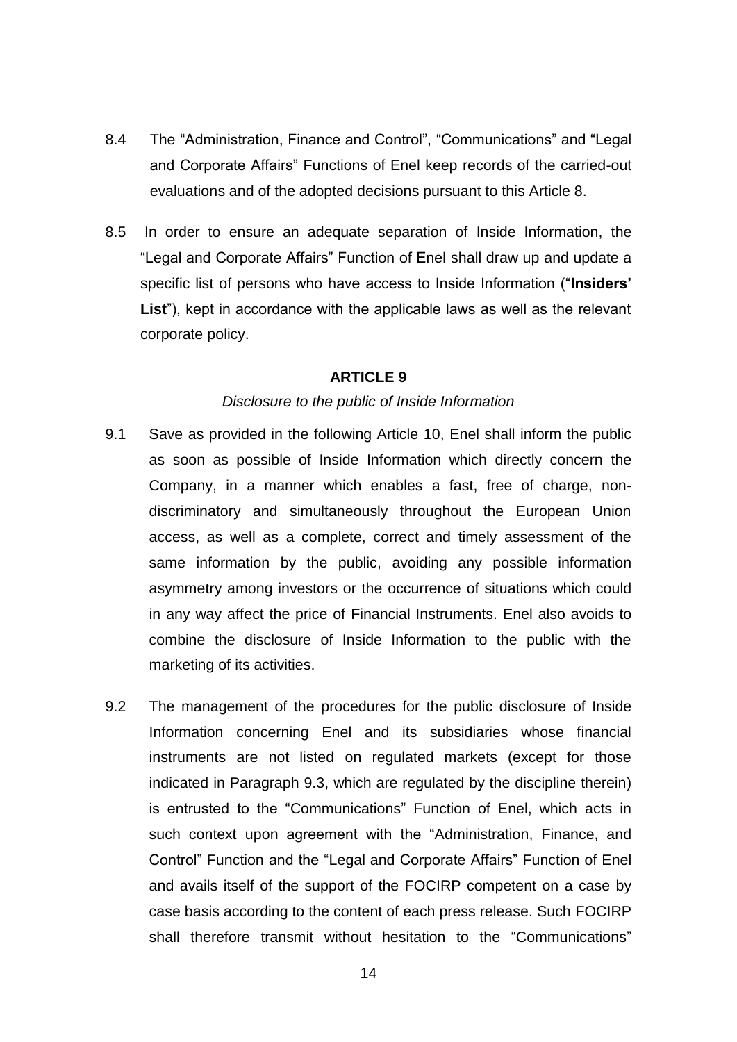8.4 The "Administration, Finance and Control", "Communications" and "Legal and Corporate Affairs" Functions of Enel keep records of the carried-out evaluations and of the adopted decisions pursuant to this Article 8.

8.5 In order to ensure an adequate separation of Inside Information, the "Legal and Corporate Affairs" Function of Enel shall draw up and update a specific list of persons who have access to Inside Information ("**Insiders' List**"), kept in accordance with the applicable laws as well as the relevant corporate policy.

**ARTICLE 9**

*Disclosure to the public of Inside Information*

9.1 Save as provided in the following Article 10, Enel shall inform the public as soon as possible of Inside Information which directly concern the Company, in a manner which enables a fast, free of charge, non-discriminatory and simultaneously throughout the European Union access, as well as a complete, correct and timely assessment of the same information by the public, avoiding any possible information asymmetry among investors or the occurrence of situations which could in any way affect the price of Financial Instruments. Enel also avoids to combine the disclosure of Inside Information to the public with the marketing of its activities.

9.2 The management of the procedures for the public disclosure of Inside Information concerning Enel and its subsidiaries whose financial instruments are not listed on regulated markets (except for those indicated in Paragraph 9.3, which are regulated by the discipline therein) is entrusted to the "Communications" Function of Enel, which acts in such context upon agreement with the "Administration, Finance, and Control" Function and the "Legal and Corporate Affairs" Function of Enel and avails itself of the support of the FOCIRP competent on a case by case basis according to the content of each press release. Such FOCIRP shall therefore transmit without hesitation to the "Communications"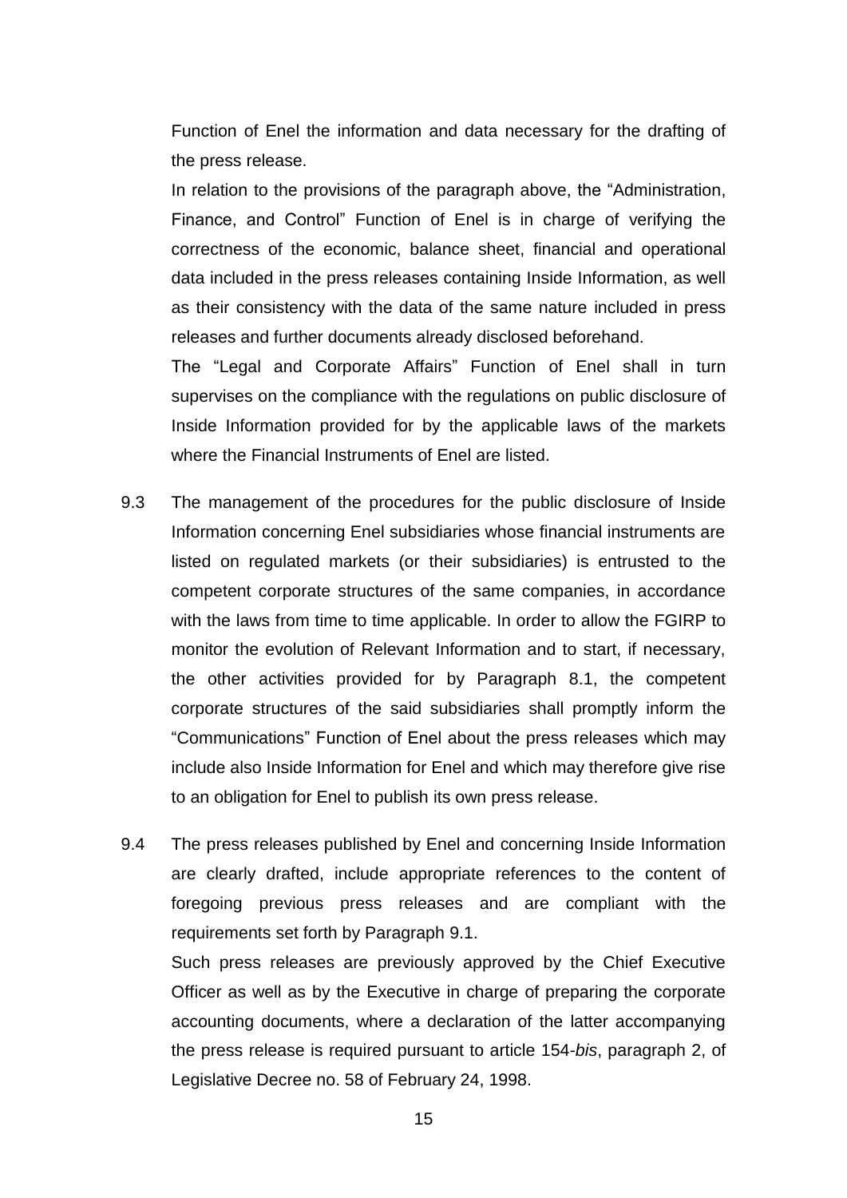Function of Enel the information and data necessary for the drafting of the press release.

In relation to the provisions of the paragraph above, the “Administration, Finance, and Control” Function of Enel is in charge of verifying the correctness of the economic, balance sheet, financial and operational data included in the press releases containing Inside Information, as well as their consistency with the data of the same nature included in press releases and further documents already disclosed beforehand.

The “Legal and Corporate Affairs” Function of Enel shall in turn supervises on the compliance with the regulations on public disclosure of Inside Information provided for by the applicable laws of the markets where the Financial Instruments of Enel are listed.

9.3 The management of the procedures for the public disclosure of Inside Information concerning Enel subsidiaries whose financial instruments are listed on regulated markets (or their subsidiaries) is entrusted to the competent corporate structures of the same companies, in accordance with the laws from time to time applicable. In order to allow the FGIRP to monitor the evolution of Relevant Information and to start, if necessary, the other activities provided for by Paragraph 8.1, the competent corporate structures of the said subsidiaries shall promptly inform the “Communications” Function of Enel about the press releases which may include also Inside Information for Enel and which may therefore give rise to an obligation for Enel to publish its own press release.

9.4 The press releases published by Enel and concerning Inside Information are clearly drafted, include appropriate references to the content of foregoing previous press releases and are compliant with the requirements set forth by Paragraph 9.1.

Such press releases are previously approved by the Chief Executive Officer as well as by the Executive in charge of preparing the corporate accounting documents, where a declaration of the latter accompanying the press release is required pursuant to article 154-*bis*, paragraph 2, of Legislative Decree no. 58 of February 24, 1998.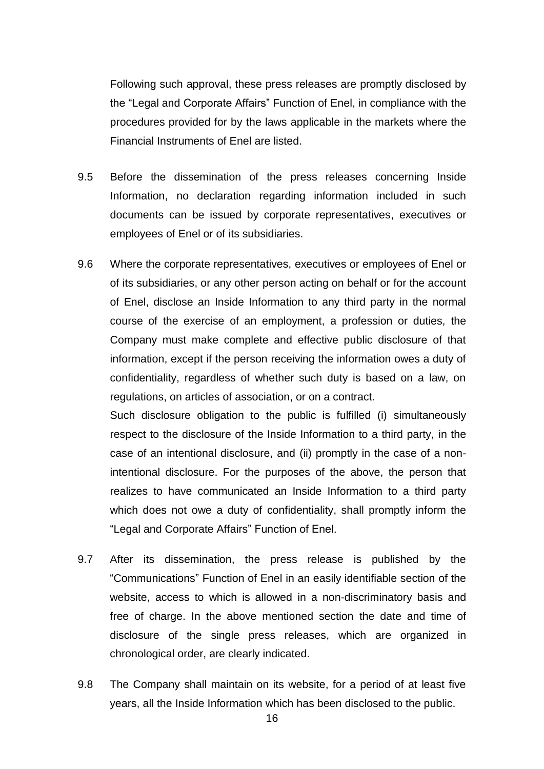Following such approval, these press releases are promptly disclosed by the "Legal and Corporate Affairs" Function of Enel, in compliance with the procedures provided for by the laws applicable in the markets where the Financial Instruments of Enel are listed.

9.5 Before the dissemination of the press releases concerning Inside Information, no declaration regarding information included in such documents can be issued by corporate representatives, executives or employees of Enel or of its subsidiaries.

9.6 Where the corporate representatives, executives or employees of Enel or of its subsidiaries, or any other person acting on behalf or for the account of Enel, disclose an Inside Information to any third party in the normal course of the exercise of an employment, a profession or duties, the Company must make complete and effective public disclosure of that information, except if the person receiving the information owes a duty of confidentiality, regardless of whether such duty is based on a law, on regulations, on articles of association, or on a contract.

Such disclosure obligation to the public is fulfilled (i) simultaneously respect to the disclosure of the Inside Information to a third party, in the case of an intentional disclosure, and (ii) promptly in the case of a non-intentional disclosure. For the purposes of the above, the person that realizes to have communicated an Inside Information to a third party which does not owe a duty of confidentiality, shall promptly inform the "Legal and Corporate Affairs" Function of Enel.

9.7 After its dissemination, the press release is published by the "Communications" Function of Enel in an easily identifiable section of the website, access to which is allowed in a non-discriminatory basis and free of charge. In the above mentioned section the date and time of disclosure of the single press releases, which are organized in chronological order, are clearly indicated.

9.8 The Company shall maintain on its website, for a period of at least five years, all the Inside Information which has been disclosed to the public.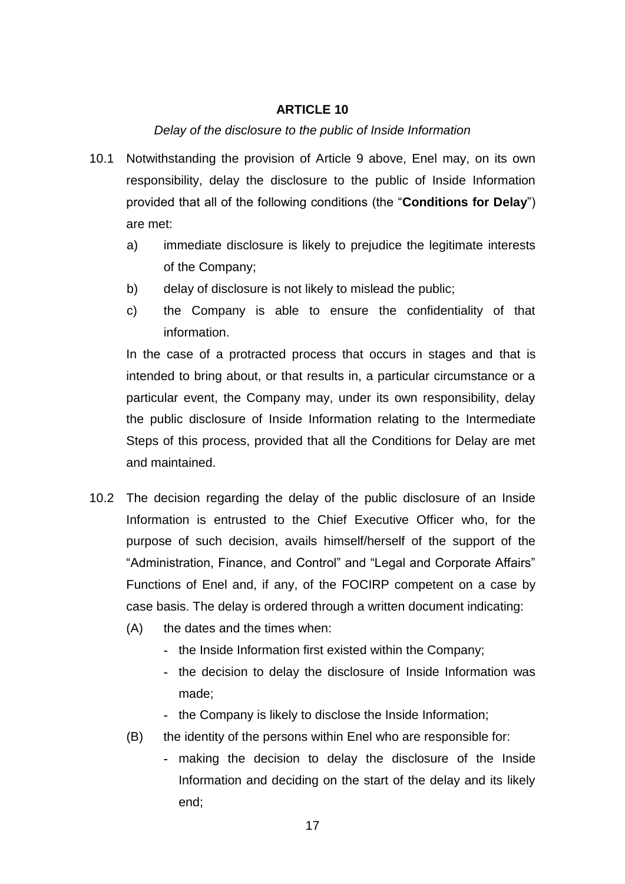## ARTICLE 10

*Delay of the disclosure to the public of Inside Information*

10.1 Notwithstanding the provision of Article 9 above, Enel may, on its own responsibility, delay the disclosure to the public of Inside Information provided that all of the following conditions (the "**Conditions for Delay**") are met:

   a) immediate disclosure is likely to prejudice the legitimate interests of the Company;

   b) delay of disclosure is not likely to mislead the public;

   c) the Company is able to ensure the confidentiality of that information.

   In the case of a protracted process that occurs in stages and that is intended to bring about, or that results in, a particular circumstance or a particular event, the Company may, under its own responsibility, delay the public disclosure of Inside Information relating to the Intermediate Steps of this process, provided that all the Conditions for Delay are met and maintained.

10.2 The decision regarding the delay of the public disclosure of an Inside Information is entrusted to the Chief Executive Officer who, for the purpose of such decision, avails himself/herself of the support of the "Administration, Finance, and Control" and "Legal and Corporate Affairs" Functions of Enel and, if any, of the FOCIRP competent on a case by case basis. The delay is ordered through a written document indicating:

   (A) the dates and the times when:

   - the Inside Information first existed within the Company;
   - the decision to delay the disclosure of Inside Information was made;
   - the Company is likely to disclose the Inside Information;

   (B) the identity of the persons within Enel who are responsible for:

   - making the decision to delay the disclosure of the Inside Information and deciding on the start of the delay and its likely end;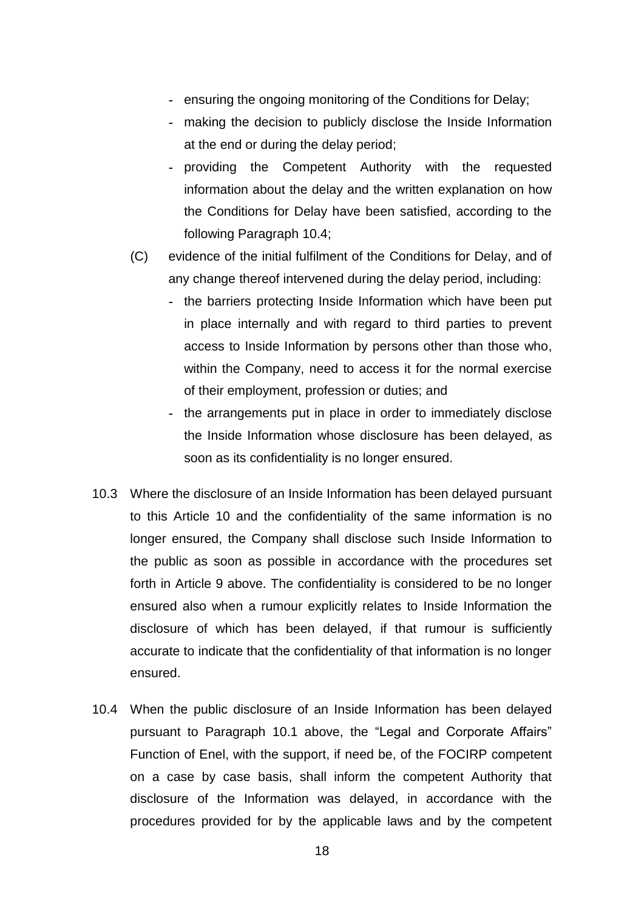- ensuring the ongoing monitoring of the Conditions for Delay;
- making the decision to publicly disclose the Inside Information at the end or during the delay period;
- providing the Competent Authority with the requested information about the delay and the written explanation on how the Conditions for Delay have been satisfied, according to the following Paragraph 10.4;

(C) evidence of the initial fulfilment of the Conditions for Delay, and of any change thereof intervened during the delay period, including:

- the barriers protecting Inside Information which have been put in place internally and with regard to third parties to prevent access to Inside Information by persons other than those who, within the Company, need to access it for the normal exercise of their employment, profession or duties; and
- the arrangements put in place in order to immediately disclose the Inside Information whose disclosure has been delayed, as soon as its confidentiality is no longer ensured.

10.3 Where the disclosure of an Inside Information has been delayed pursuant to this Article 10 and the confidentiality of the same information is no longer ensured, the Company shall disclose such Inside Information to the public as soon as possible in accordance with the procedures set forth in Article 9 above. The confidentiality is considered to be no longer ensured also when a rumour explicitly relates to Inside Information the disclosure of which has been delayed, if that rumour is sufficiently accurate to indicate that the confidentiality of that information is no longer ensured.

10.4 When the public disclosure of an Inside Information has been delayed pursuant to Paragraph 10.1 above, the "Legal and Corporate Affairs" Function of Enel, with the support, if need be, of the FOCIRP competent on a case by case basis, shall inform the competent Authority that disclosure of the Information was delayed, in accordance with the procedures provided for by the applicable laws and by the competent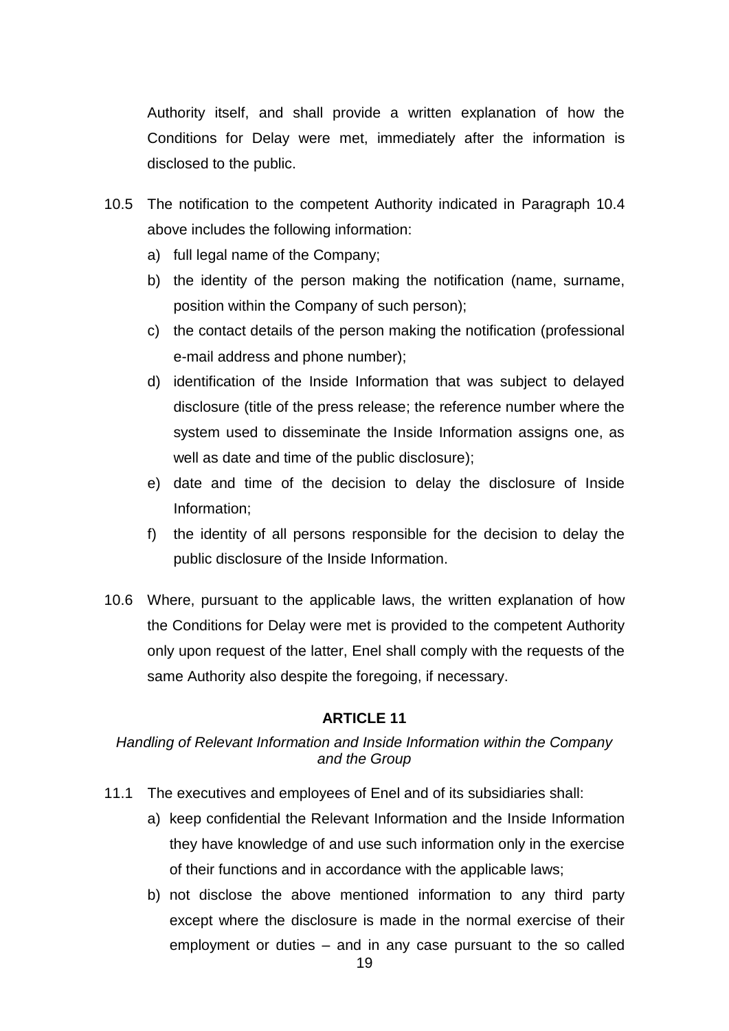Authority itself, and shall provide a written explanation of how the Conditions for Delay were met, immediately after the information is disclosed to the public.

10.5 The notification to the competent Authority indicated in Paragraph 10.4 above includes the following information:

a) full legal name of the Company;
b) the identity of the person making the notification (name, surname, position within the Company of such person);
c) the contact details of the person making the notification (professional e-mail address and phone number);
d) identification of the Inside Information that was subject to delayed disclosure (title of the press release; the reference number where the system used to disseminate the Inside Information assigns one, as well as date and time of the public disclosure);
e) date and time of the decision to delay the disclosure of Inside Information;
f) the identity of all persons responsible for the decision to delay the public disclosure of the Inside Information.

10.6 Where, pursuant to the applicable laws, the written explanation of how the Conditions for Delay were met is provided to the competent Authority only upon request of the latter, Enel shall comply with the requests of the same Authority also despite the foregoing, if necessary.

## ARTICLE 11

*Handling of Relevant Information and Inside Information within the Company and the Group*

11.1 The executives and employees of Enel and of its subsidiaries shall:

a) keep confidential the Relevant Information and the Inside Information they have knowledge of and use such information only in the exercise of their functions and in accordance with the applicable laws;
b) not disclose the above mentioned information to any third party except where the disclosure is made in the normal exercise of their employment or duties – and in any case pursuant to the so called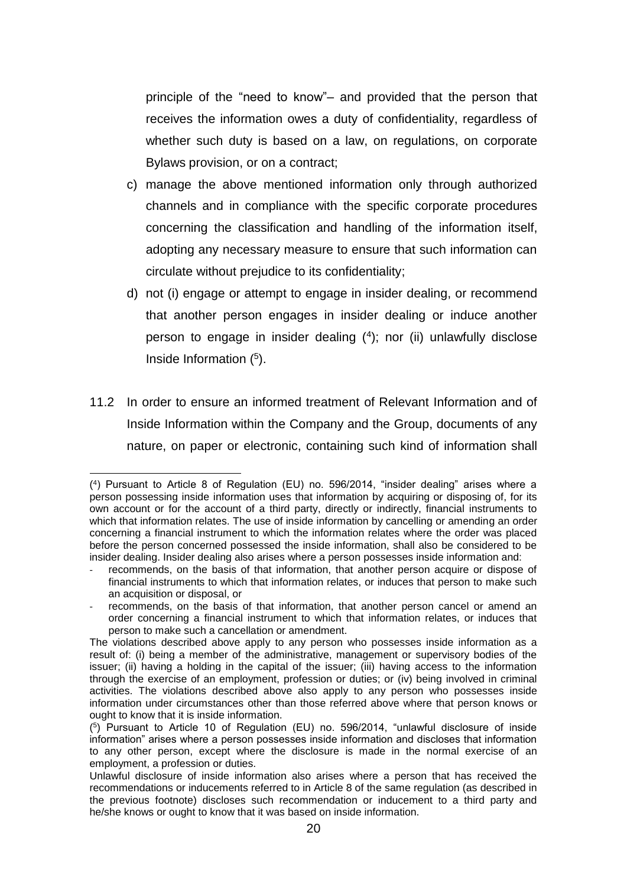principle of the "need to know"– and provided that the person that receives the information owes a duty of confidentiality, regardless of whether such duty is based on a law, on regulations, on corporate Bylaws provision, or on a contract;

c) manage the above mentioned information only through authorized channels and in compliance with the specific corporate procedures concerning the classification and handling of the information itself, adopting any necessary measure to ensure that such information can circulate without prejudice to its confidentiality;

d) not (i) engage or attempt to engage in insider dealing, or recommend that another person engages in insider dealing or induce another person to engage in insider dealing ([4]); nor (ii) unlawfully disclose Inside Information ([5]).

11.2 In order to ensure an informed treatment of Relevant Information and of Inside Information within the Company and the Group, documents of any nature, on paper or electronic, containing such kind of information shall

---

([4]) Pursuant to Article 8 of Regulation (EU) no. 596/2014, "insider dealing" arises where a person possessing inside information uses that information by acquiring or disposing of, for its own account or for the account of a third party, directly or indirectly, financial instruments to which that information relates. The use of inside information by cancelling or amending an order concerning a financial instrument to which the information relates where the order was placed before the person concerned possessed the inside information, shall also be considered to be insider dealing. Insider dealing also arises where a person possesses inside information and:

- recommends, on the basis of that information, that another person acquire or dispose of financial instruments to which that information relates, or induces that person to make such an acquisition or disposal, or
- recommends, on the basis of that information, that another person cancel or amend an order concerning a financial instrument to which that information relates, or induces that person to make such a cancellation or amendment.

The violations described above apply to any person who possesses inside information as a result of: (i) being a member of the administrative, management or supervisory bodies of the issuer; (ii) having a holding in the capital of the issuer; (iii) having access to the information through the exercise of an employment, profession or duties; or (iv) being involved in criminal activities. The violations described above also apply to any person who possesses inside information under circumstances other than those referred above where that person knows or ought to know that it is inside information.

([5]) Pursuant to Article 10 of Regulation (EU) no. 596/2014, "unlawful disclosure of inside information" arises where a person possesses inside information and discloses that information to any other person, except where the disclosure is made in the normal exercise of an employment, a profession or duties.

Unlawful disclosure of inside information also arises where a person that has received the recommendations or inducements referred to in Article 8 of the same regulation (as described in the previous footnote) discloses such recommendation or inducement to a third party and he/she knows or ought to know that it was based on inside information.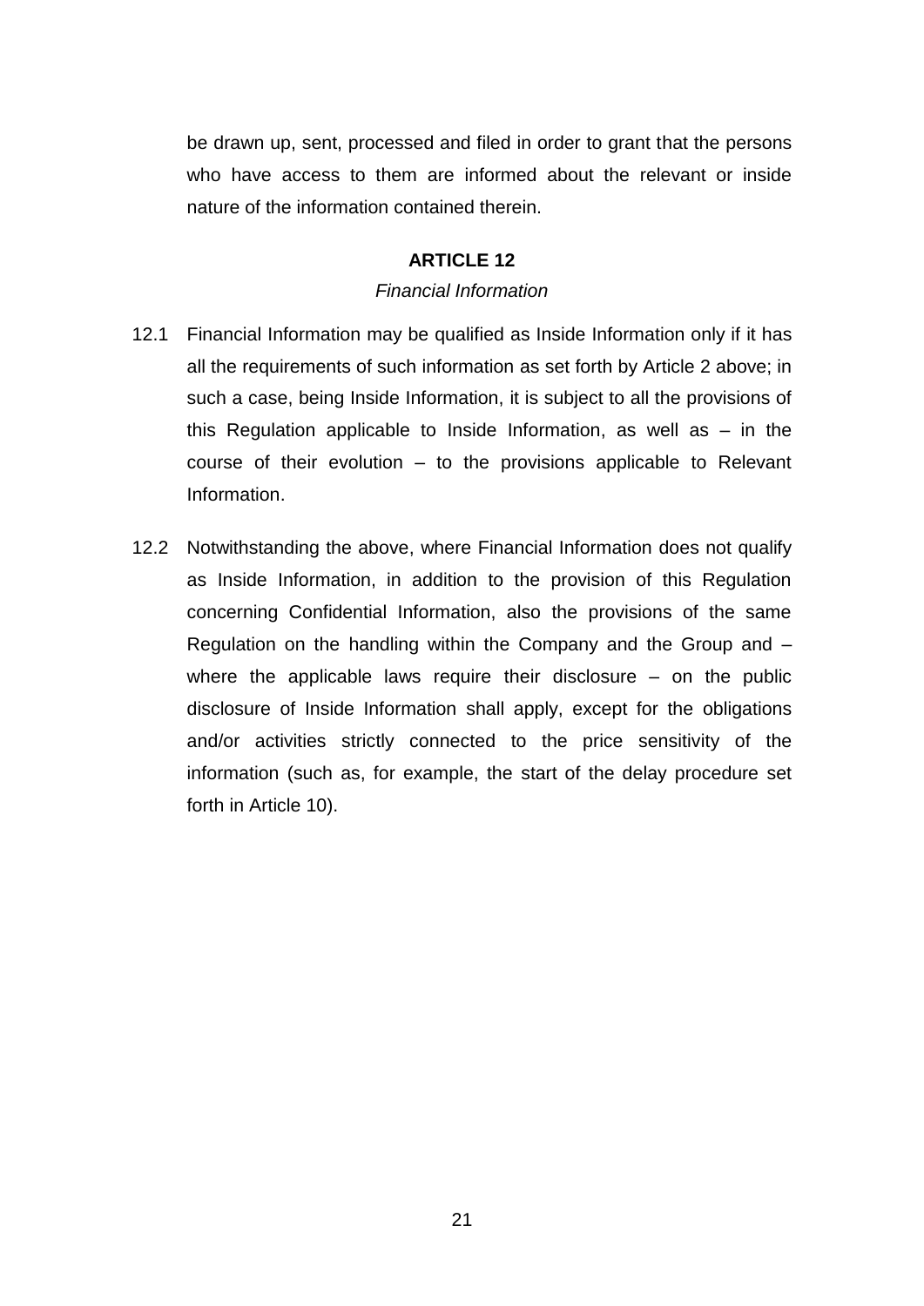be drawn up, sent, processed and filed in order to grant that the persons who have access to them are informed about the relevant or inside nature of the information contained therein.

## ARTICLE 12

*Financial Information*

12.1 Financial Information may be qualified as Inside Information only if it has all the requirements of such information as set forth by Article 2 above; in such a case, being Inside Information, it is subject to all the provisions of this Regulation applicable to Inside Information, as well as – in the course of their evolution – to the provisions applicable to Relevant Information.

12.2 Notwithstanding the above, where Financial Information does not qualify as Inside Information, in addition to the provision of this Regulation concerning Confidential Information, also the provisions of the same Regulation on the handling within the Company and the Group and – where the applicable laws require their disclosure – on the public disclosure of Inside Information shall apply, except for the obligations and/or activities strictly connected to the price sensitivity of the information (such as, for example, the start of the delay procedure set forth in Article 10).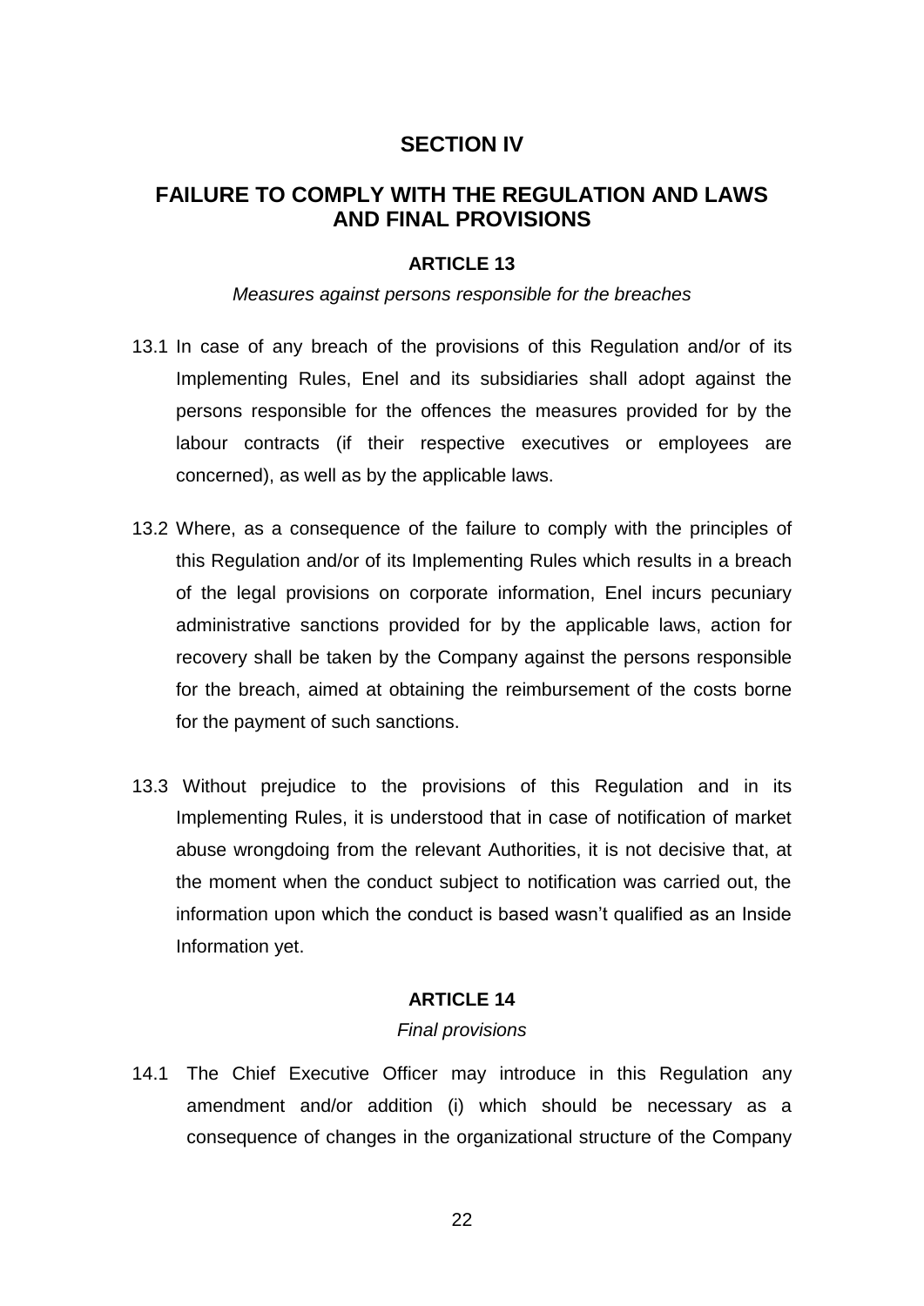## SECTION IV

## FAILURE TO COMPLY WITH THE REGULATION AND LAWS AND FINAL PROVISIONS

### ARTICLE 13

*Measures against persons responsible for the breaches*

13.1 In case of any breach of the provisions of this Regulation and/or of its Implementing Rules, Enel and its subsidiaries shall adopt against the persons responsible for the offences the measures provided for by the labour contracts (if their respective executives or employees are concerned), as well as by the applicable laws.

13.2 Where, as a consequence of the failure to comply with the principles of this Regulation and/or of its Implementing Rules which results in a breach of the legal provisions on corporate information, Enel incurs pecuniary administrative sanctions provided for by the applicable laws, action for recovery shall be taken by the Company against the persons responsible for the breach, aimed at obtaining the reimbursement of the costs borne for the payment of such sanctions.

13.3 Without prejudice to the provisions of this Regulation and in its Implementing Rules, it is understood that in case of notification of market abuse wrongdoing from the relevant Authorities, it is not decisive that, at the moment when the conduct subject to notification was carried out, the information upon which the conduct is based wasn't qualified as an Inside Information yet.

### ARTICLE 14

*Final provisions*

14.1 The Chief Executive Officer may introduce in this Regulation any amendment and/or addition (i) which should be necessary as a consequence of changes in the organizational structure of the Company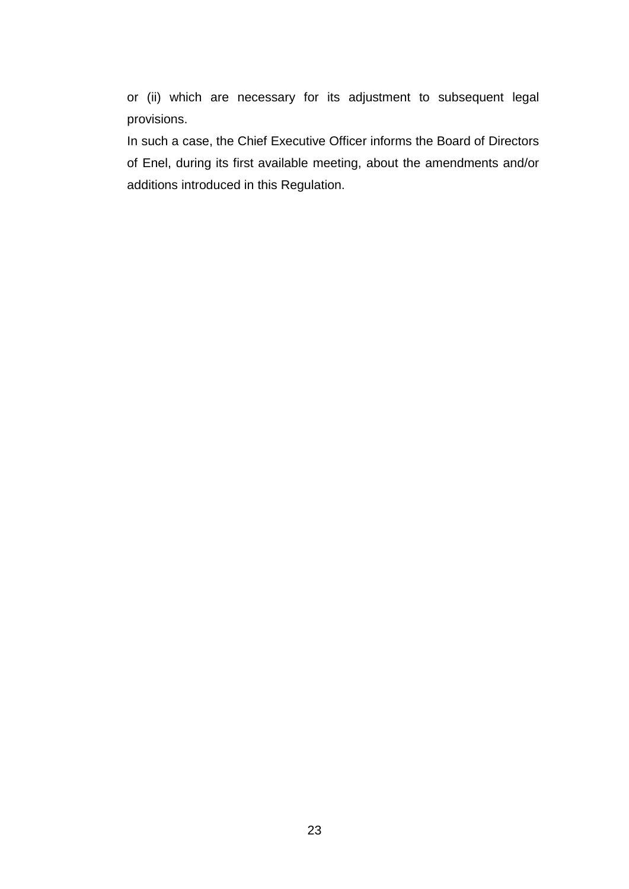or (ii) which are necessary for its adjustment to subsequent legal provisions.

In such a case, the Chief Executive Officer informs the Board of Directors of Enel, during its first available meeting, about the amendments and/or additions introduced in this Regulation.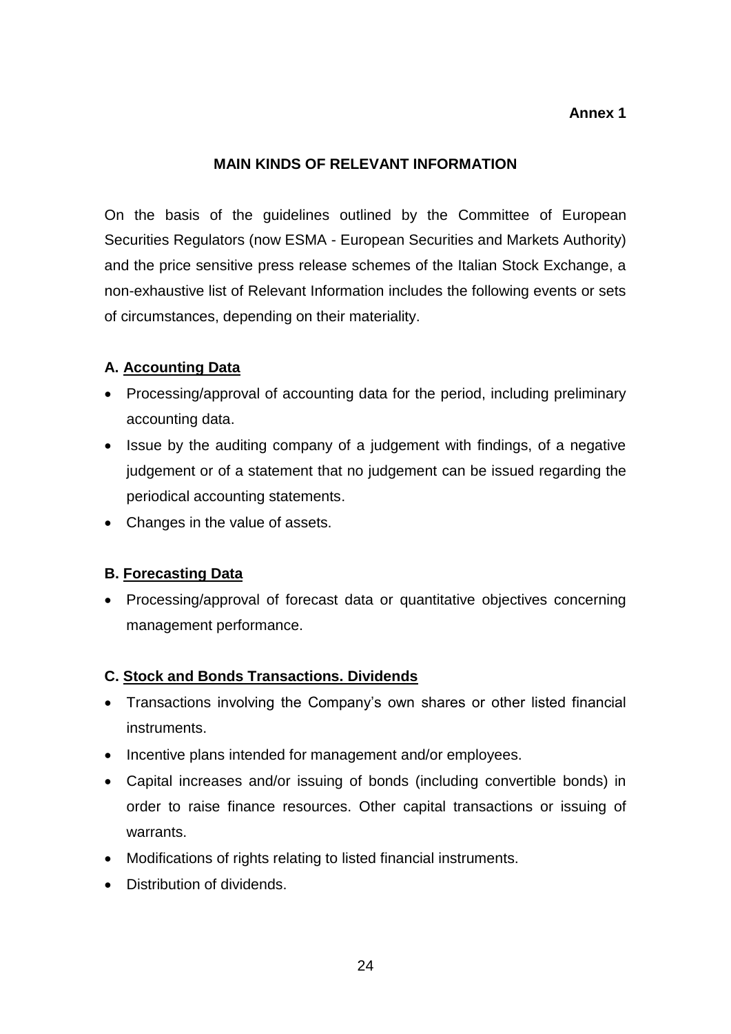**Annex 1**

# MAIN KINDS OF RELEVANT INFORMATION

On the basis of the guidelines outlined by the Committee of European Securities Regulators (now ESMA - European Securities and Markets Authority) and the price sensitive press release schemes of the Italian Stock Exchange, a non-exhaustive list of Relevant Information includes the following events or sets of circumstances, depending on their materiality.

## A. Accounting Data

- Processing/approval of accounting data for the period, including preliminary accounting data.
- Issue by the auditing company of a judgement with findings, of a negative judgement or of a statement that no judgement can be issued regarding the periodical accounting statements.
- Changes in the value of assets.

## B. Forecasting Data

- Processing/approval of forecast data or quantitative objectives concerning management performance.

## C. Stock and Bonds Transactions. Dividends

- Transactions involving the Company's own shares or other listed financial instruments.
- Incentive plans intended for management and/or employees.
- Capital increases and/or issuing of bonds (including convertible bonds) in order to raise finance resources. Other capital transactions or issuing of warrants.
- Modifications of rights relating to listed financial instruments.
- Distribution of dividends.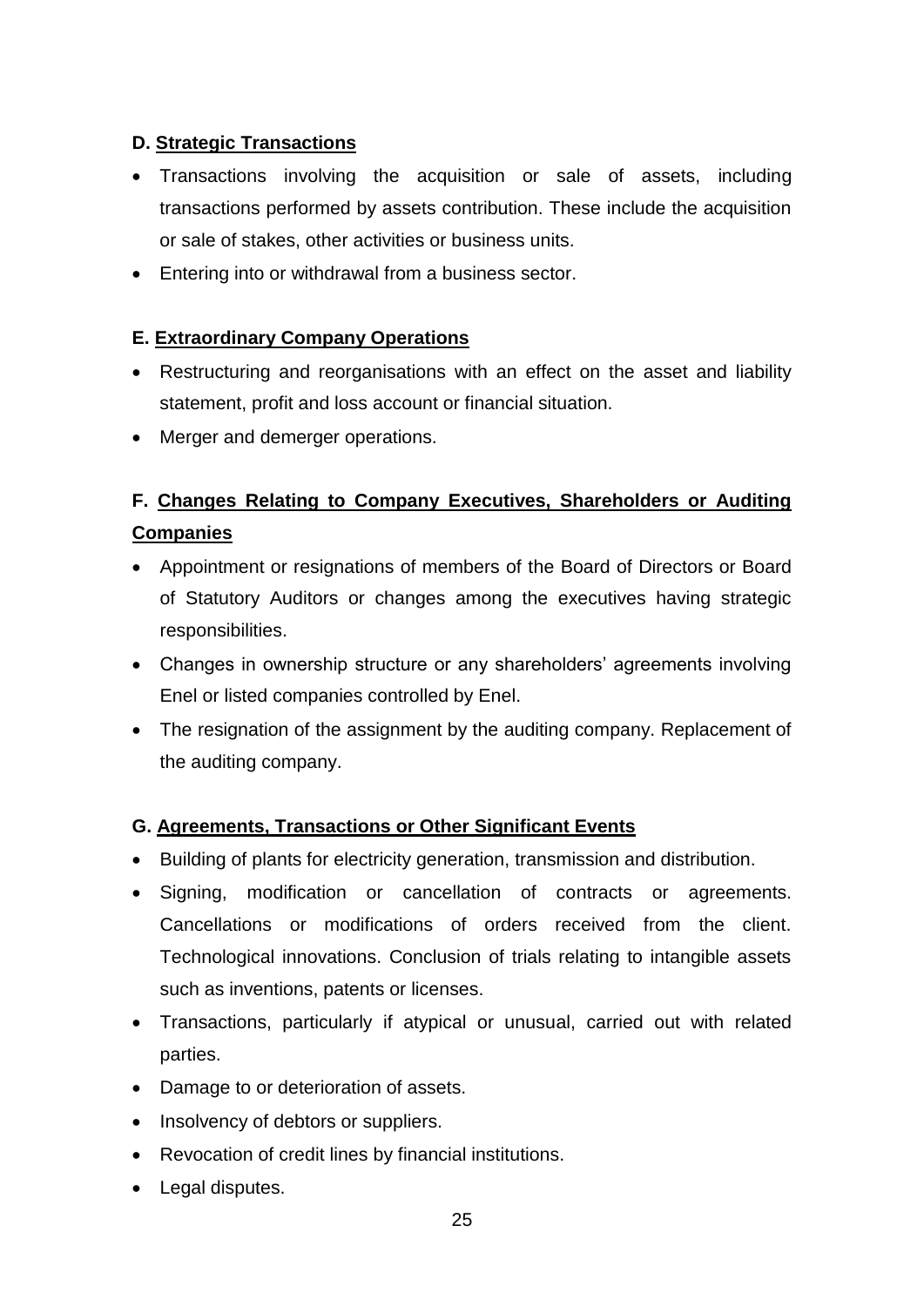**D. <u>Strategic Transactions</u>**

- Transactions involving the acquisition or sale of assets, including transactions performed by assets contribution. These include the acquisition or sale of stakes, other activities or business units.
- Entering into or withdrawal from a business sector.

**E. <u>Extraordinary Company Operations</u>**

- Restructuring and reorganisations with an effect on the asset and liability statement, profit and loss account or financial situation.
- Merger and demerger operations.

**F. <u>Changes Relating to Company Executives, Shareholders or Auditing Companies</u>**

- Appointment or resignations of members of the Board of Directors or Board of Statutory Auditors or changes among the executives having strategic responsibilities.
- Changes in ownership structure or any shareholders' agreements involving Enel or listed companies controlled by Enel.
- The resignation of the assignment by the auditing company. Replacement of the auditing company.

**G. <u>Agreements, Transactions or Other Significant Events</u>**

- Building of plants for electricity generation, transmission and distribution.
- Signing, modification or cancellation of contracts or agreements. Cancellations or modifications of orders received from the client. Technological innovations. Conclusion of trials relating to intangible assets such as inventions, patents or licenses.
- Transactions, particularly if atypical or unusual, carried out with related parties.
- Damage to or deterioration of assets.
- Insolvency of debtors or suppliers.
- Revocation of credit lines by financial institutions.
- Legal disputes.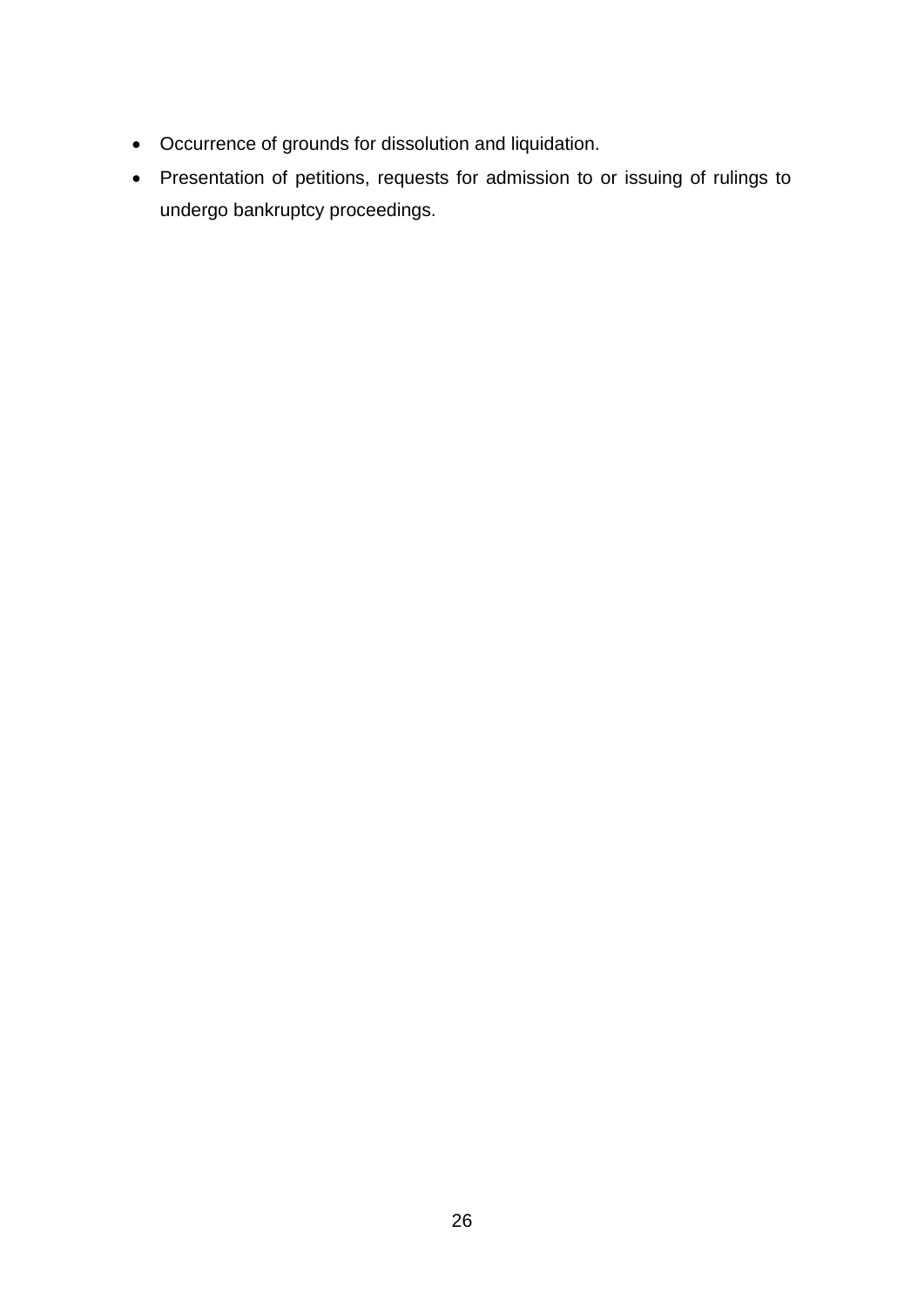- Occurrence of grounds for dissolution and liquidation.
- Presentation of petitions, requests for admission to or issuing of rulings to undergo bankruptcy proceedings.